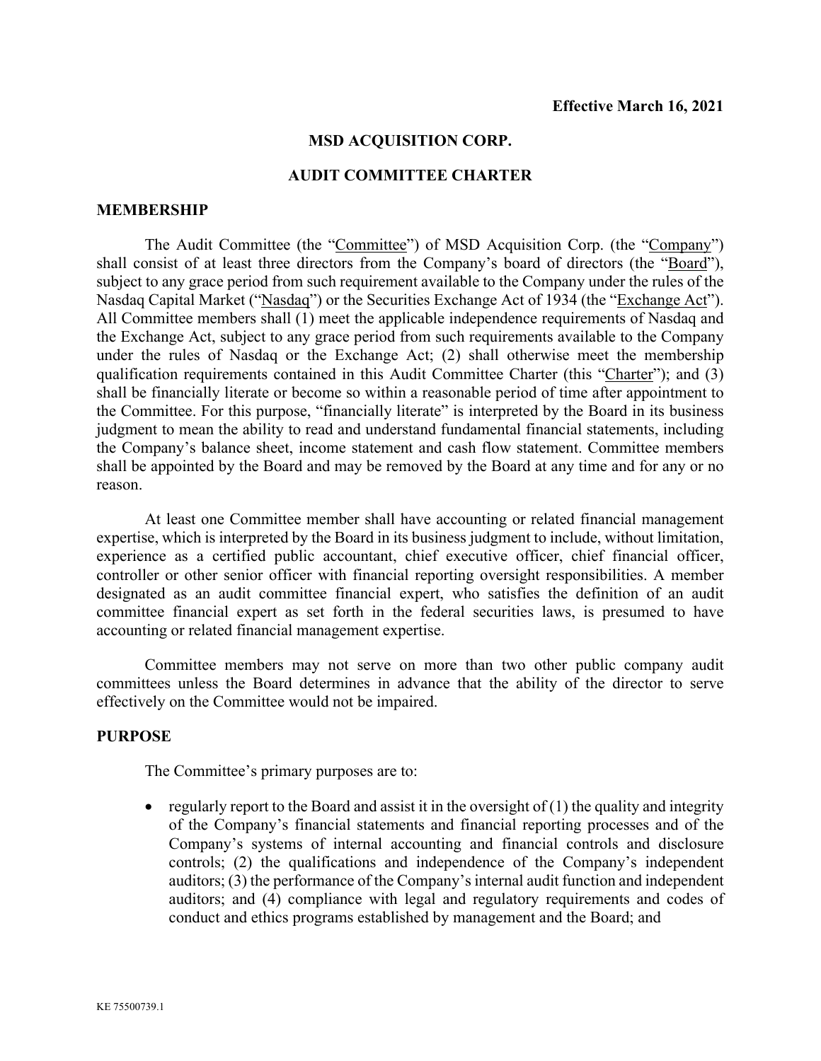**Effective March 16, 2021**

# MSD ACQUISITION CORP.

# AUDIT COMMITTEE CHARTER

## MEMBERSHIP

The Audit Committee (the "Committee") of MSD Acquisition Corp. (the "Company") shall consist of at least three directors from the Company's board of directors (the "Board"), subject to any grace period from such requirement available to the Company under the rules of the Nasdaq Capital Market ("Nasdaq") or the Securities Exchange Act of 1934 (the "Exchange Act"). All Committee members shall (1) meet the applicable independence requirements of Nasdaq and the Exchange Act, subject to any grace period from such requirements available to the Company under the rules of Nasdaq or the Exchange Act; (2) shall otherwise meet the membership qualification requirements contained in this Audit Committee Charter (this "Charter"); and (3) shall be financially literate or become so within a reasonable period of time after appointment to the Committee. For this purpose, "financially literate" is interpreted by the Board in its business judgment to mean the ability to read and understand fundamental financial statements, including the Company's balance sheet, income statement and cash flow statement. Committee members shall be appointed by the Board and may be removed by the Board at any time and for any or no reason.

At least one Committee member shall have accounting or related financial management expertise, which is interpreted by the Board in its business judgment to include, without limitation, experience as a certified public accountant, chief executive officer, chief financial officer, controller or other senior officer with financial reporting oversight responsibilities. A member designated as an audit committee financial expert, who satisfies the definition of an audit committee financial expert as set forth in the federal securities laws, is presumed to have accounting or related financial management expertise.

Committee members may not serve on more than two other public company audit committees unless the Board determines in advance that the ability of the director to serve effectively on the Committee would not be impaired.

## PURPOSE

The Committee's primary purposes are to:

- regularly report to the Board and assist it in the oversight of (1) the quality and integrity of the Company's financial statements and financial reporting processes and of the Company's systems of internal accounting and financial controls and disclosure controls; (2) the qualifications and independence of the Company's independent auditors; (3) the performance of the Company's internal audit function and independent auditors; and (4) compliance with legal and regulatory requirements and codes of conduct and ethics programs established by management and the Board; and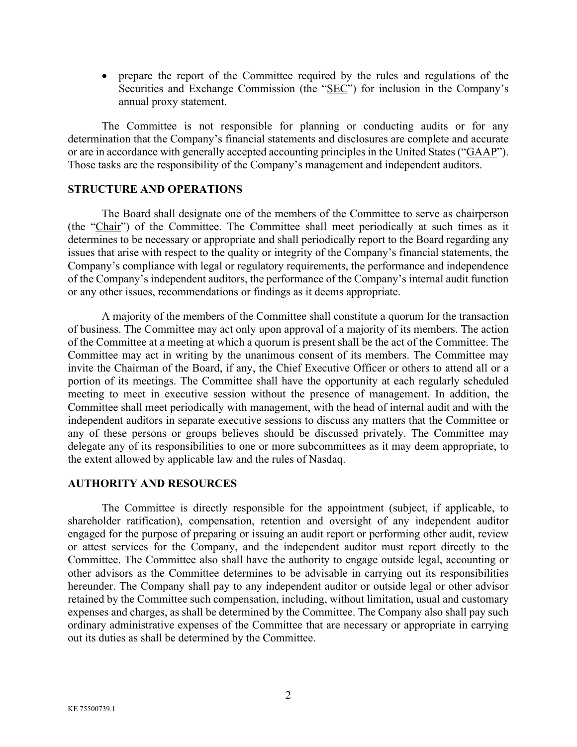- prepare the report of the Committee required by the rules and regulations of the Securities and Exchange Commission (the "SEC") for inclusion in the Company's annual proxy statement.

The Committee is not responsible for planning or conducting audits or for any determination that the Company's financial statements and disclosures are complete and accurate or are in accordance with generally accepted accounting principles in the United States ("GAAP"). Those tasks are the responsibility of the Company's management and independent auditors.

## STRUCTURE AND OPERATIONS

The Board shall designate one of the members of the Committee to serve as chairperson (the "Chair") of the Committee. The Committee shall meet periodically at such times as it determines to be necessary or appropriate and shall periodically report to the Board regarding any issues that arise with respect to the quality or integrity of the Company's financial statements, the Company's compliance with legal or regulatory requirements, the performance and independence of the Company's independent auditors, the performance of the Company's internal audit function or any other issues, recommendations or findings as it deems appropriate.

A majority of the members of the Committee shall constitute a quorum for the transaction of business. The Committee may act only upon approval of a majority of its members. The action of the Committee at a meeting at which a quorum is present shall be the act of the Committee. The Committee may act in writing by the unanimous consent of its members. The Committee may invite the Chairman of the Board, if any, the Chief Executive Officer or others to attend all or a portion of its meetings. The Committee shall have the opportunity at each regularly scheduled meeting to meet in executive session without the presence of management. In addition, the Committee shall meet periodically with management, with the head of internal audit and with the independent auditors in separate executive sessions to discuss any matters that the Committee or any of these persons or groups believes should be discussed privately. The Committee may delegate any of its responsibilities to one or more subcommittees as it may deem appropriate, to the extent allowed by applicable law and the rules of Nasdaq.

## AUTHORITY AND RESOURCES

The Committee is directly responsible for the appointment (subject, if applicable, to shareholder ratification), compensation, retention and oversight of any independent auditor engaged for the purpose of preparing or issuing an audit report or performing other audit, review or attest services for the Company, and the independent auditor must report directly to the Committee. The Committee also shall have the authority to engage outside legal, accounting or other advisors as the Committee determines to be advisable in carrying out its responsibilities hereunder. The Company shall pay to any independent auditor or outside legal or other advisor retained by the Committee such compensation, including, without limitation, usual and customary expenses and charges, as shall be determined by the Committee. The Company also shall pay such ordinary administrative expenses of the Committee that are necessary or appropriate in carrying out its duties as shall be determined by the Committee.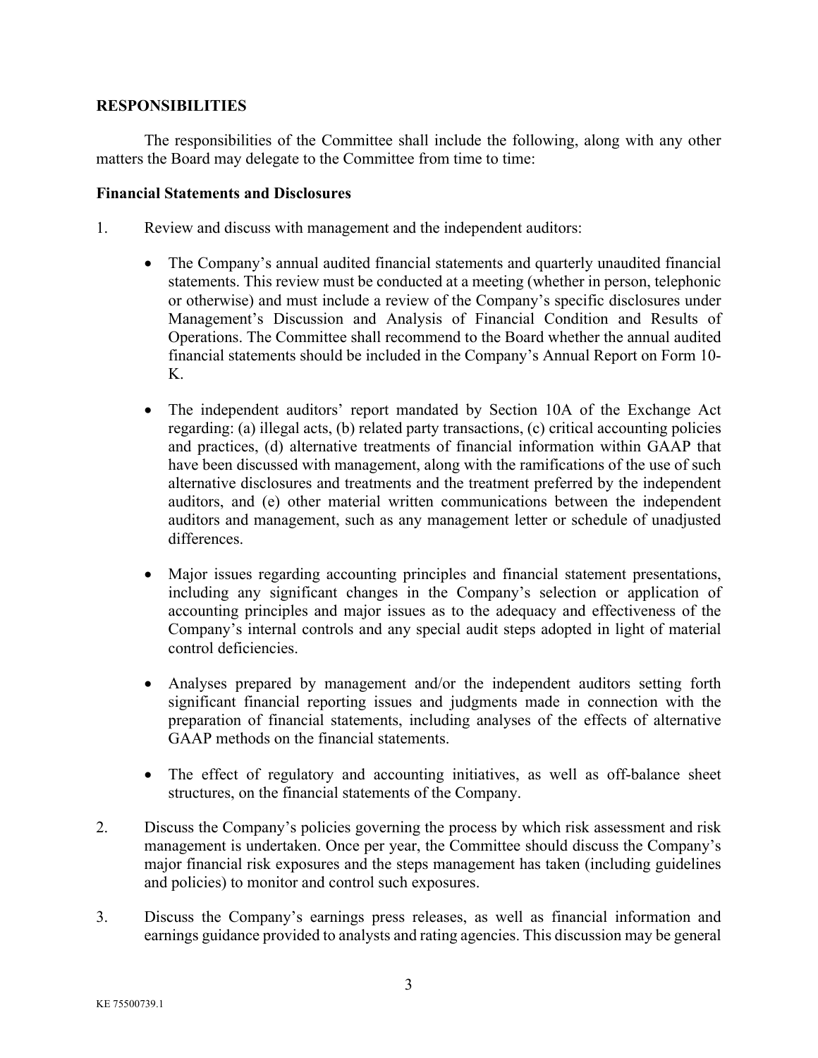## RESPONSIBILITIES

The responsibilities of the Committee shall include the following, along with any other matters the Board may delegate to the Committee from time to time:

### Financial Statements and Disclosures

1. Review and discuss with management and the independent auditors:

   - The Company's annual audited financial statements and quarterly unaudited financial statements. This review must be conducted at a meeting (whether in person, telephonic or otherwise) and must include a review of the Company's specific disclosures under Management's Discussion and Analysis of Financial Condition and Results of Operations. The Committee shall recommend to the Board whether the annual audited financial statements should be included in the Company's Annual Report on Form 10-K.

   - The independent auditors' report mandated by Section 10A of the Exchange Act regarding: (a) illegal acts, (b) related party transactions, (c) critical accounting policies and practices, (d) alternative treatments of financial information within GAAP that have been discussed with management, along with the ramifications of the use of such alternative disclosures and treatments and the treatment preferred by the independent auditors, and (e) other material written communications between the independent auditors and management, such as any management letter or schedule of unadjusted differences.

   - Major issues regarding accounting principles and financial statement presentations, including any significant changes in the Company's selection or application of accounting principles and major issues as to the adequacy and effectiveness of the Company's internal controls and any special audit steps adopted in light of material control deficiencies.

   - Analyses prepared by management and/or the independent auditors setting forth significant financial reporting issues and judgments made in connection with the preparation of financial statements, including analyses of the effects of alternative GAAP methods on the financial statements.

   - The effect of regulatory and accounting initiatives, as well as off-balance sheet structures, on the financial statements of the Company.

2. Discuss the Company's policies governing the process by which risk assessment and risk management is undertaken. Once per year, the Committee should discuss the Company's major financial risk exposures and the steps management has taken (including guidelines and policies) to monitor and control such exposures.

3. Discuss the Company's earnings press releases, as well as financial information and earnings guidance provided to analysts and rating agencies. This discussion may be general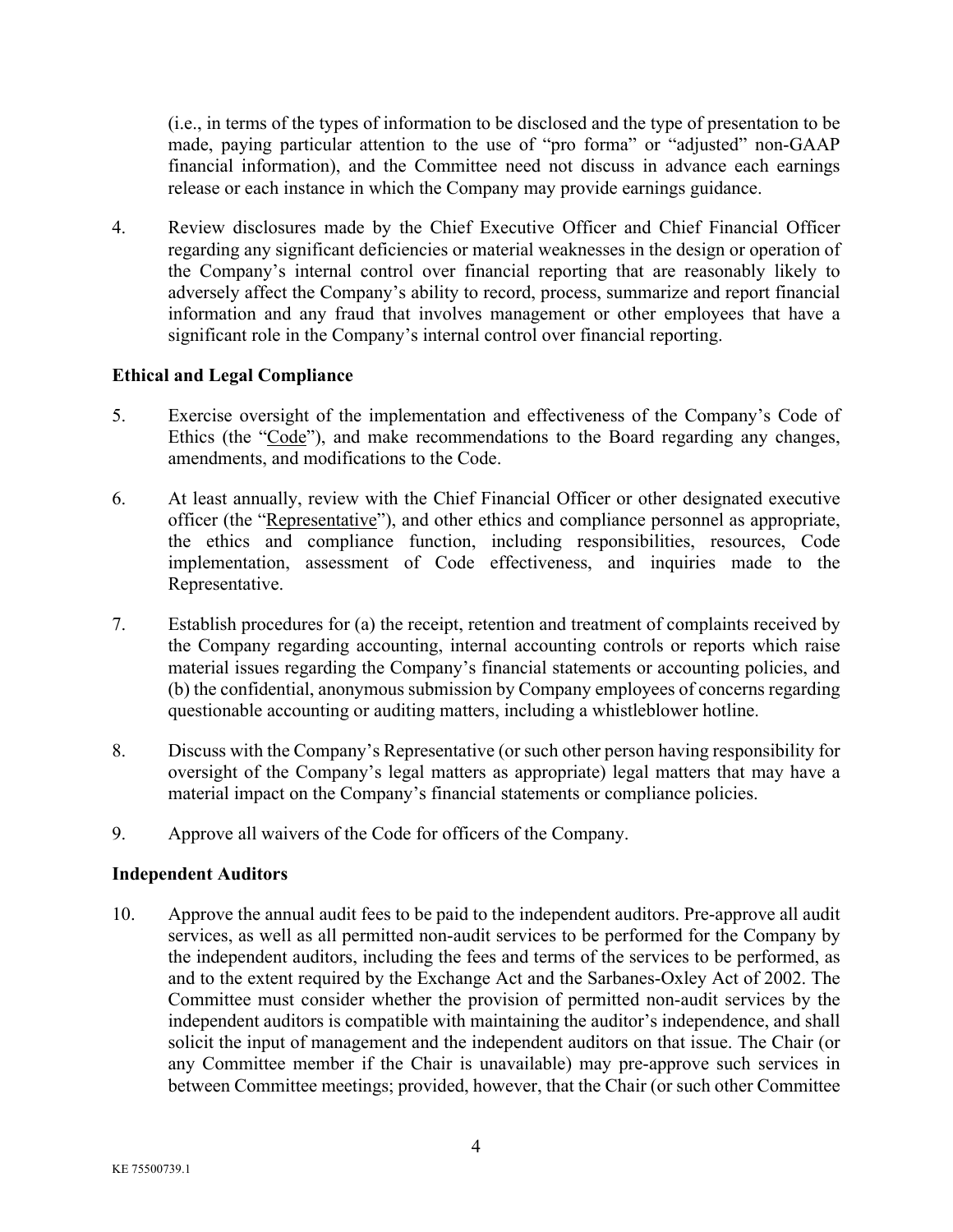(i.e., in terms of the types of information to be disclosed and the type of presentation to be made, paying particular attention to the use of "pro forma" or "adjusted" non-GAAP financial information), and the Committee need not discuss in advance each earnings release or each instance in which the Company may provide earnings guidance.

4. Review disclosures made by the Chief Executive Officer and Chief Financial Officer regarding any significant deficiencies or material weaknesses in the design or operation of the Company's internal control over financial reporting that are reasonably likely to adversely affect the Company's ability to record, process, summarize and report financial information and any fraud that involves management or other employees that have a significant role in the Company's internal control over financial reporting.

**Ethical and Legal Compliance**

5. Exercise oversight of the implementation and effectiveness of the Company's Code of Ethics (the "Code"), and make recommendations to the Board regarding any changes, amendments, and modifications to the Code.

6. At least annually, review with the Chief Financial Officer or other designated executive officer (the "Representative"), and other ethics and compliance personnel as appropriate, the ethics and compliance function, including responsibilities, resources, Code implementation, assessment of Code effectiveness, and inquiries made to the Representative.

7. Establish procedures for (a) the receipt, retention and treatment of complaints received by the Company regarding accounting, internal accounting controls or reports which raise material issues regarding the Company's financial statements or accounting policies, and (b) the confidential, anonymous submission by Company employees of concerns regarding questionable accounting or auditing matters, including a whistleblower hotline.

8. Discuss with the Company's Representative (or such other person having responsibility for oversight of the Company's legal matters as appropriate) legal matters that may have a material impact on the Company's financial statements or compliance policies.

9. Approve all waivers of the Code for officers of the Company.

**Independent Auditors**

10. Approve the annual audit fees to be paid to the independent auditors. Pre-approve all audit services, as well as all permitted non-audit services to be performed for the Company by the independent auditors, including the fees and terms of the services to be performed, as and to the extent required by the Exchange Act and the Sarbanes-Oxley Act of 2002. The Committee must consider whether the provision of permitted non-audit services by the independent auditors is compatible with maintaining the auditor's independence, and shall solicit the input of management and the independent auditors on that issue. The Chair (or any Committee member if the Chair is unavailable) may pre-approve such services in between Committee meetings; provided, however, that the Chair (or such other Committee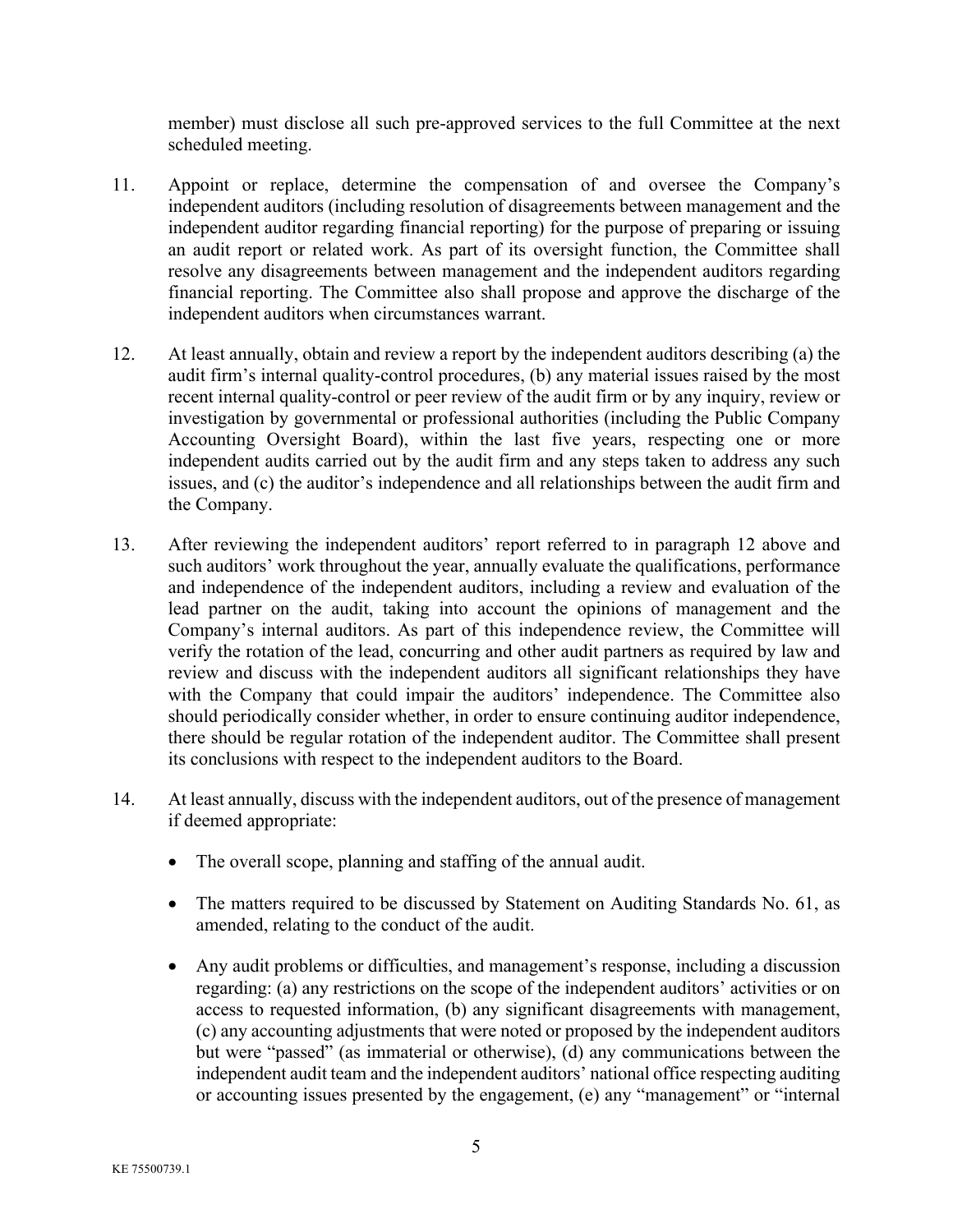member) must disclose all such pre-approved services to the full Committee at the next scheduled meeting.

11. Appoint or replace, determine the compensation of and oversee the Company's independent auditors (including resolution of disagreements between management and the independent auditor regarding financial reporting) for the purpose of preparing or issuing an audit report or related work. As part of its oversight function, the Committee shall resolve any disagreements between management and the independent auditors regarding financial reporting. The Committee also shall propose and approve the discharge of the independent auditors when circumstances warrant.

12. At least annually, obtain and review a report by the independent auditors describing (a) the audit firm's internal quality-control procedures, (b) any material issues raised by the most recent internal quality-control or peer review of the audit firm or by any inquiry, review or investigation by governmental or professional authorities (including the Public Company Accounting Oversight Board), within the last five years, respecting one or more independent audits carried out by the audit firm and any steps taken to address any such issues, and (c) the auditor's independence and all relationships between the audit firm and the Company.

13. After reviewing the independent auditors' report referred to in paragraph 12 above and such auditors' work throughout the year, annually evaluate the qualifications, performance and independence of the independent auditors, including a review and evaluation of the lead partner on the audit, taking into account the opinions of management and the Company's internal auditors. As part of this independence review, the Committee will verify the rotation of the lead, concurring and other audit partners as required by law and review and discuss with the independent auditors all significant relationships they have with the Company that could impair the auditors' independence. The Committee also should periodically consider whether, in order to ensure continuing auditor independence, there should be regular rotation of the independent auditor. The Committee shall present its conclusions with respect to the independent auditors to the Board.

14. At least annually, discuss with the independent auditors, out of the presence of management if deemed appropriate:

    - The overall scope, planning and staffing of the annual audit.

    - The matters required to be discussed by Statement on Auditing Standards No. 61, as amended, relating to the conduct of the audit.

    - Any audit problems or difficulties, and management's response, including a discussion regarding: (a) any restrictions on the scope of the independent auditors' activities or on access to requested information, (b) any significant disagreements with management, (c) any accounting adjustments that were noted or proposed by the independent auditors but were "passed" (as immaterial or otherwise), (d) any communications between the independent audit team and the independent auditors' national office respecting auditing or accounting issues presented by the engagement, (e) any "management" or "internal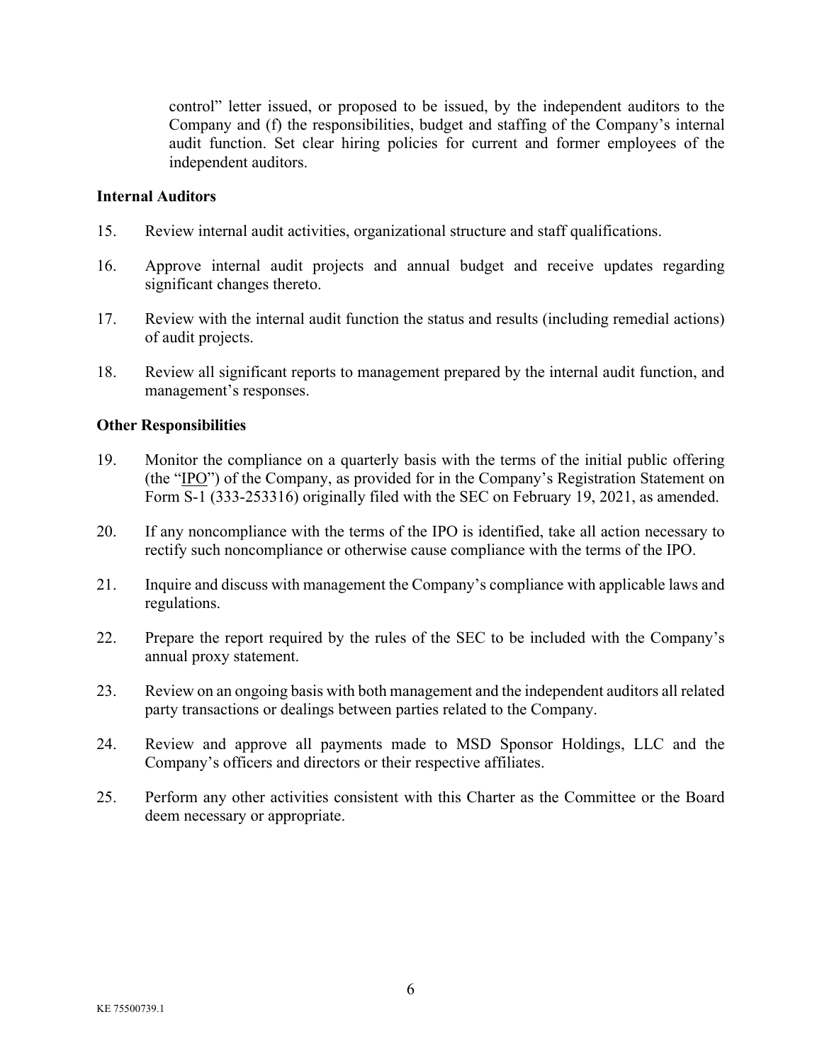control" letter issued, or proposed to be issued, by the independent auditors to the Company and (f) the responsibilities, budget and staffing of the Company's internal audit function. Set clear hiring policies for current and former employees of the independent auditors.

**Internal Auditors**

15. Review internal audit activities, organizational structure and staff qualifications.

16. Approve internal audit projects and annual budget and receive updates regarding significant changes thereto.

17. Review with the internal audit function the status and results (including remedial actions) of audit projects.

18. Review all significant reports to management prepared by the internal audit function, and management's responses.

**Other Responsibilities**

19. Monitor the compliance on a quarterly basis with the terms of the initial public offering (the "IPO") of the Company, as provided for in the Company's Registration Statement on Form S-1 (333-253316) originally filed with the SEC on February 19, 2021, as amended.

20. If any noncompliance with the terms of the IPO is identified, take all action necessary to rectify such noncompliance or otherwise cause compliance with the terms of the IPO.

21. Inquire and discuss with management the Company's compliance with applicable laws and regulations.

22. Prepare the report required by the rules of the SEC to be included with the Company's annual proxy statement.

23. Review on an ongoing basis with both management and the independent auditors all related party transactions or dealings between parties related to the Company.

24. Review and approve all payments made to MSD Sponsor Holdings, LLC and the Company's officers and directors or their respective affiliates.

25. Perform any other activities consistent with this Charter as the Committee or the Board deem necessary or appropriate.

KE 75500739.1